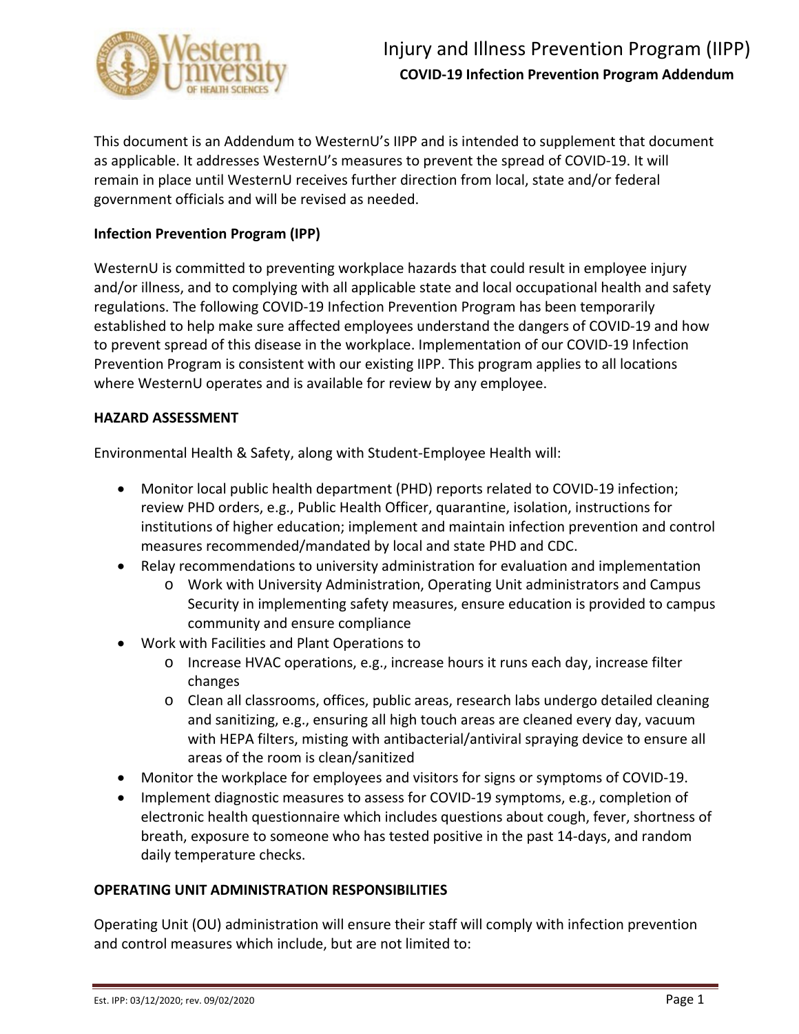# Injury and Illness Prevention Program (IIPP)

## COVID-19 Infection Prevention Program Addendum

This document is an Addendum to WesternU's IIPP and is intended to supplement that document as applicable. It addresses WesternU's measures to prevent the spread of COVID-19. It will remain in place until WesternU receives further direction from local, state and/or federal government officials and will be revised as needed.

**Infection Prevention Program (IPP)**

WesternU is committed to preventing workplace hazards that could result in employee injury and/or illness, and to complying with all applicable state and local occupational health and safety regulations. The following COVID-19 Infection Prevention Program has been temporarily established to help make sure affected employees understand the dangers of COVID-19 and how to prevent spread of this disease in the workplace. Implementation of our COVID-19 Infection Prevention Program is consistent with our existing IIPP. This program applies to all locations where WesternU operates and is available for review by any employee.

**HAZARD ASSESSMENT**

Environmental Health & Safety, along with Student-Employee Health will:

- Monitor local public health department (PHD) reports related to COVID-19 infection; review PHD orders, e.g., Public Health Officer, quarantine, isolation, instructions for institutions of higher education; implement and maintain infection prevention and control measures recommended/mandated by local and state PHD and CDC.
- Relay recommendations to university administration for evaluation and implementation
  - Work with University Administration, Operating Unit administrators and Campus Security in implementing safety measures, ensure education is provided to campus community and ensure compliance
- Work with Facilities and Plant Operations to
  - Increase HVAC operations, e.g., increase hours it runs each day, increase filter changes
  - Clean all classrooms, offices, public areas, research labs undergo detailed cleaning and sanitizing, e.g., ensuring all high touch areas are cleaned every day, vacuum with HEPA filters, misting with antibacterial/antiviral spraying device to ensure all areas of the room is clean/sanitized
- Monitor the workplace for employees and visitors for signs or symptoms of COVID-19.
- Implement diagnostic measures to assess for COVID-19 symptoms, e.g., completion of electronic health questionnaire which includes questions about cough, fever, shortness of breath, exposure to someone who has tested positive in the past 14-days, and random daily temperature checks.

**OPERATING UNIT ADMINISTRATION RESPONSIBILITIES**

Operating Unit (OU) administration will ensure their staff will comply with infection prevention and control measures which include, but are not limited to: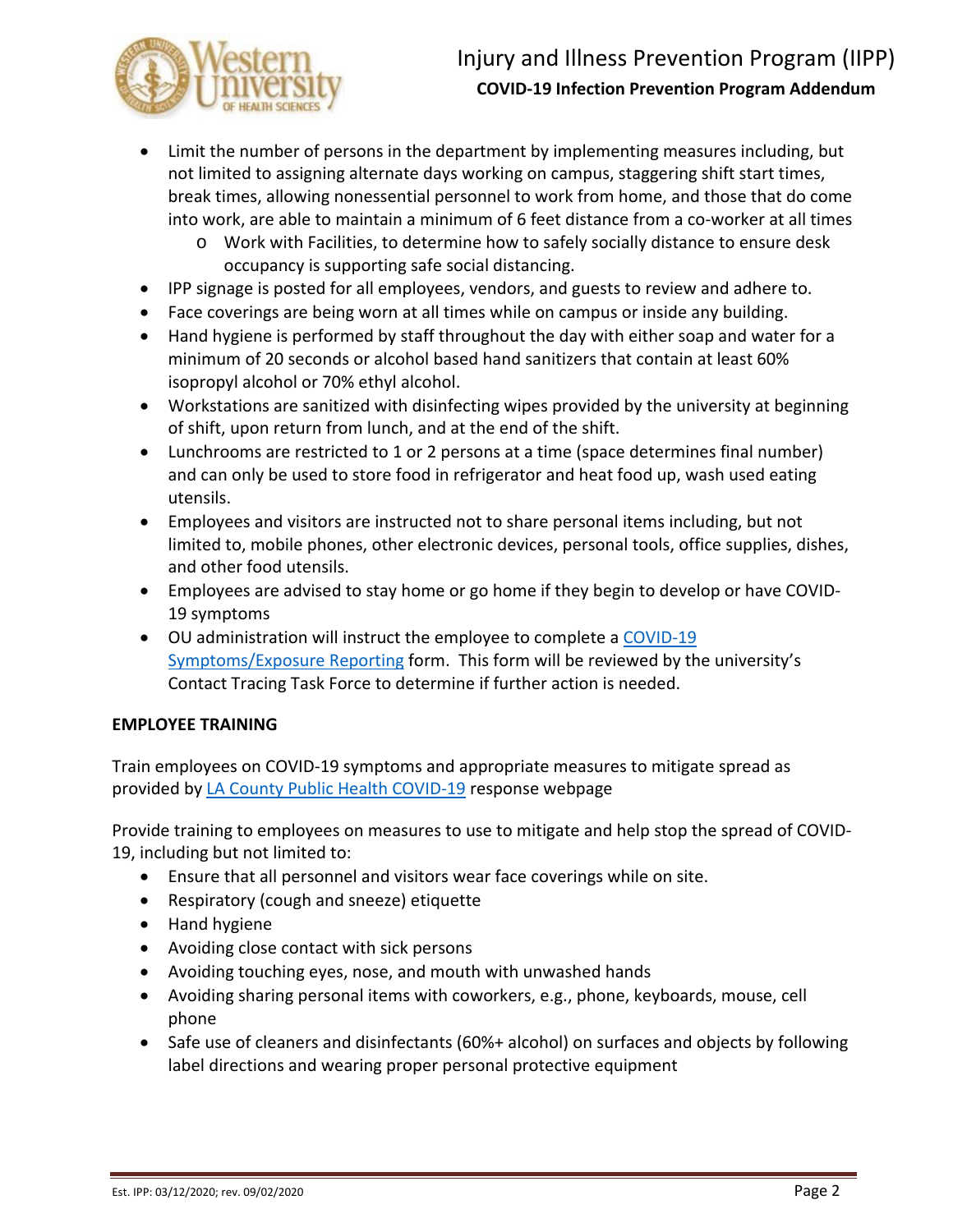- Limit the number of persons in the department by implementing measures including, but not limited to assigning alternate days working on campus, staggering shift start times, break times, allowing nonessential personnel to work from home, and those that do come into work, are able to maintain a minimum of 6 feet distance from a co-worker at all times
  - Work with Facilities, to determine how to safely socially distance to ensure desk occupancy is supporting safe social distancing.
- IPP signage is posted for all employees, vendors, and guests to review and adhere to.
- Face coverings are being worn at all times while on campus or inside any building.
- Hand hygiene is performed by staff throughout the day with either soap and water for a minimum of 20 seconds or alcohol based hand sanitizers that contain at least 60% isopropyl alcohol or 70% ethyl alcohol.
- Workstations are sanitized with disinfecting wipes provided by the university at beginning of shift, upon return from lunch, and at the end of the shift.
- Lunchrooms are restricted to 1 or 2 persons at a time (space determines final number) and can only be used to store food in refrigerator and heat food up, wash used eating utensils.
- Employees and visitors are instructed not to share personal items including, but not limited to, mobile phones, other electronic devices, personal tools, office supplies, dishes, and other food utensils.
- Employees are advised to stay home or go home if they begin to develop or have COVID-19 symptoms
- OU administration will instruct the employee to complete a COVID-19 Symptoms/Exposure Reporting form. This form will be reviewed by the university's Contact Tracing Task Force to determine if further action is needed.

**EMPLOYEE TRAINING**

Train employees on COVID-19 symptoms and appropriate measures to mitigate spread as provided by LA County Public Health COVID-19 response webpage

Provide training to employees on measures to use to mitigate and help stop the spread of COVID-19, including but not limited to:

- Ensure that all personnel and visitors wear face coverings while on site.
- Respiratory (cough and sneeze) etiquette
- Hand hygiene
- Avoiding close contact with sick persons
- Avoiding touching eyes, nose, and mouth with unwashed hands
- Avoiding sharing personal items with coworkers, e.g., phone, keyboards, mouse, cell phone
- Safe use of cleaners and disinfectants (60%+ alcohol) on surfaces and objects by following label directions and wearing proper personal protective equipment

Est. IPP: 03/12/2020; rev. 09/02/2020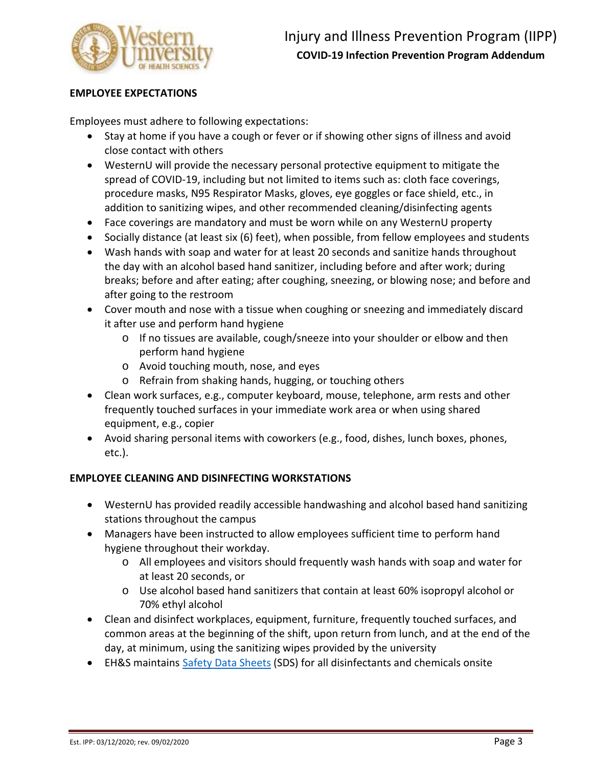## EMPLOYEE EXPECTATIONS

Employees must adhere to following expectations:

- Stay at home if you have a cough or fever or if showing other signs of illness and avoid close contact with others
- WesternU will provide the necessary personal protective equipment to mitigate the spread of COVID-19, including but not limited to items such as: cloth face coverings, procedure masks, N95 Respirator Masks, gloves, eye goggles or face shield, etc., in addition to sanitizing wipes, and other recommended cleaning/disinfecting agents
- Face coverings are mandatory and must be worn while on any WesternU property
- Socially distance (at least six (6) feet), when possible, from fellow employees and students
- Wash hands with soap and water for at least 20 seconds and sanitize hands throughout the day with an alcohol based hand sanitizer, including before and after work; during breaks; before and after eating; after coughing, sneezing, or blowing nose; and before and after going to the restroom
- Cover mouth and nose with a tissue when coughing or sneezing and immediately discard it after use and perform hand hygiene
  - If no tissues are available, cough/sneeze into your shoulder or elbow and then perform hand hygiene
  - Avoid touching mouth, nose, and eyes
  - Refrain from shaking hands, hugging, or touching others
- Clean work surfaces, e.g., computer keyboard, mouse, telephone, arm rests and other frequently touched surfaces in your immediate work area or when using shared equipment, e.g., copier
- Avoid sharing personal items with coworkers (e.g., food, dishes, lunch boxes, phones, etc.).

## EMPLOYEE CLEANING AND DISINFECTING WORKSTATIONS

- WesternU has provided readily accessible handwashing and alcohol based hand sanitizing stations throughout the campus
- Managers have been instructed to allow employees sufficient time to perform hand hygiene throughout their workday.
  - All employees and visitors should frequently wash hands with soap and water for at least 20 seconds, or
  - Use alcohol based hand sanitizers that contain at least 60% isopropyl alcohol or 70% ethyl alcohol
- Clean and disinfect workplaces, equipment, furniture, frequently touched surfaces, and common areas at the beginning of the shift, upon return from lunch, and at the end of the day, at minimum, using the sanitizing wipes provided by the university
- EH&S maintains Safety Data Sheets (SDS) for all disinfectants and chemicals onsite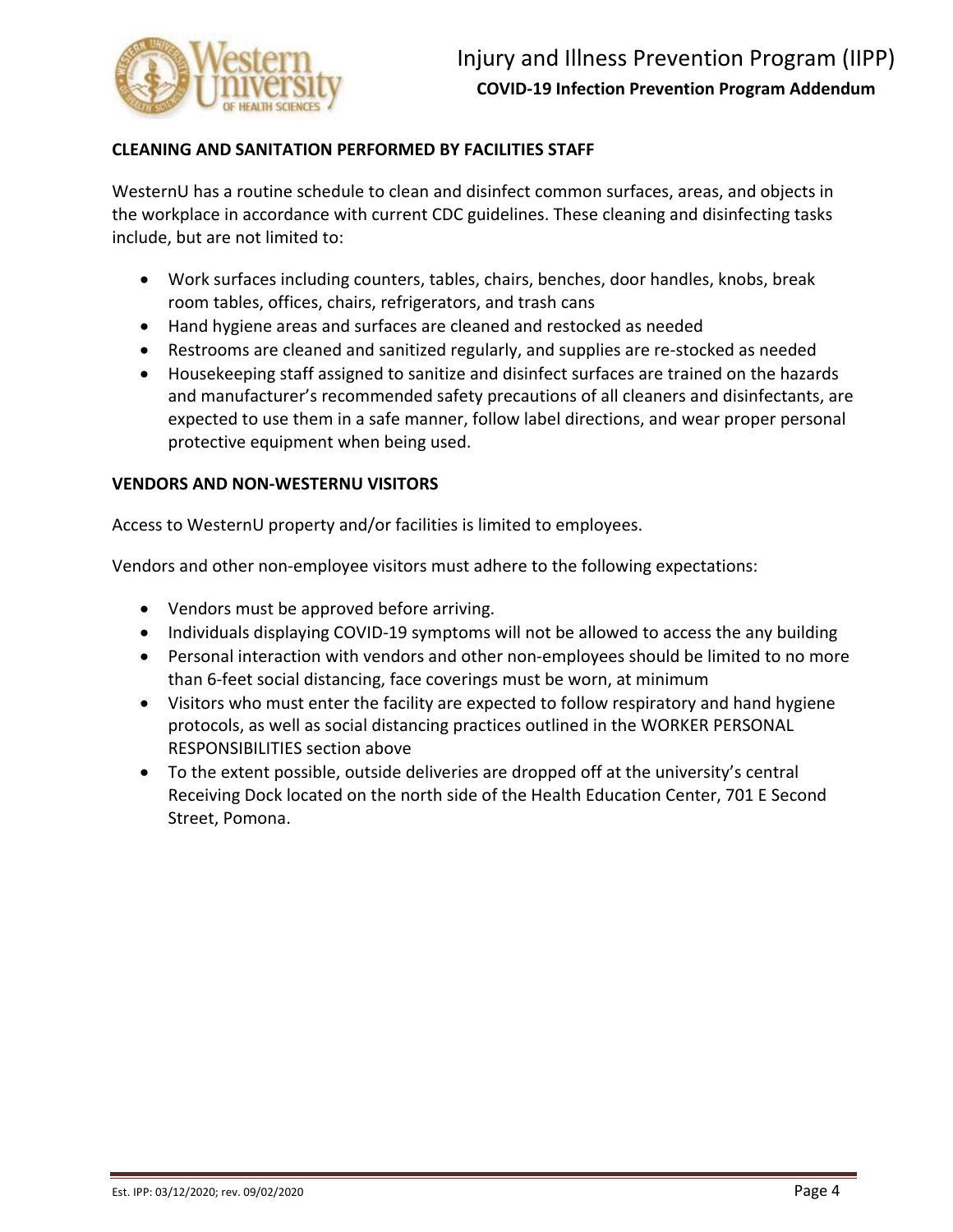### CLEANING AND SANITATION PERFORMED BY FACILITIES STAFF

WesternU has a routine schedule to clean and disinfect common surfaces, areas, and objects in the workplace in accordance with current CDC guidelines. These cleaning and disinfecting tasks include, but are not limited to:

- Work surfaces including counters, tables, chairs, benches, door handles, knobs, break room tables, offices, chairs, refrigerators, and trash cans
- Hand hygiene areas and surfaces are cleaned and restocked as needed
- Restrooms are cleaned and sanitized regularly, and supplies are re-stocked as needed
- Housekeeping staff assigned to sanitize and disinfect surfaces are trained on the hazards and manufacturer's recommended safety precautions of all cleaners and disinfectants, are expected to use them in a safe manner, follow label directions, and wear proper personal protective equipment when being used.

### VENDORS AND NON-WESTERNU VISITORS

Access to WesternU property and/or facilities is limited to employees.

Vendors and other non-employee visitors must adhere to the following expectations:

- Vendors must be approved before arriving.
- Individuals displaying COVID-19 symptoms will not be allowed to access the any building
- Personal interaction with vendors and other non-employees should be limited to no more than 6-feet social distancing, face coverings must be worn, at minimum
- Visitors who must enter the facility are expected to follow respiratory and hand hygiene protocols, as well as social distancing practices outlined in the WORKER PERSONAL RESPONSIBILITIES section above
- To the extent possible, outside deliveries are dropped off at the university's central Receiving Dock located on the north side of the Health Education Center, 701 E Second Street, Pomona.